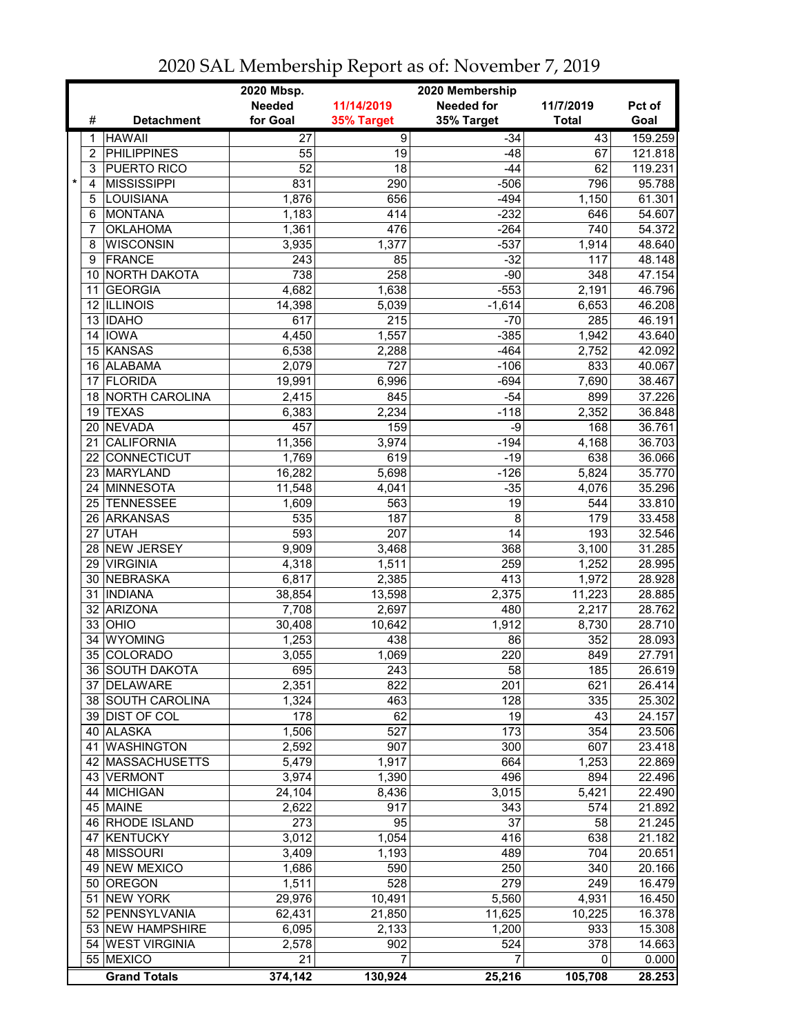# 2020 SAL Membership Report as of: November 7, 2019

| | # | Detachment | 2020 Mbsp. Needed for Goal | 11/14/2019 35% Target | 2020 Membership Needed for 35% Target | 11/7/2019 Total | Pct of Goal |
|---|---|---|---|---|---|---|---|
| | 1 | HAWAII | 27 | 9 | -34 | 43 | 159.259 |
| | 2 | PHILIPPINES | 55 | 19 | -48 | 67 | 121.818 |
| | 3 | PUERTO RICO | 52 | 18 | -44 | 62 | 119.231 |
| * | 4 | MISSISSIPPI | 831 | 290 | -506 | 796 | 95.788 |
| | 5 | LOUISIANA | 1,876 | 656 | -494 | 1,150 | 61.301 |
| | 6 | MONTANA | 1,183 | 414 | -232 | 646 | 54.607 |
| | 7 | OKLAHOMA | 1,361 | 476 | -264 | 740 | 54.372 |
| | 8 | WISCONSIN | 3,935 | 1,377 | -537 | 1,914 | 48.640 |
| | 9 | FRANCE | 243 | 85 | -32 | 117 | 48.148 |
| | 10 | NORTH DAKOTA | 738 | 258 | -90 | 348 | 47.154 |
| | 11 | GEORGIA | 4,682 | 1,638 | -553 | 2,191 | 46.796 |
| | 12 | ILLINOIS | 14,398 | 5,039 | -1,614 | 6,653 | 46.208 |
| | 13 | IDAHO | 617 | 215 | -70 | 285 | 46.191 |
| | 14 | IOWA | 4,450 | 1,557 | -385 | 1,942 | 43.640 |
| | 15 | KANSAS | 6,538 | 2,288 | -464 | 2,752 | 42.092 |
| | 16 | ALABAMA | 2,079 | 727 | -106 | 833 | 40.067 |
| | 17 | FLORIDA | 19,991 | 6,996 | -694 | 7,690 | 38.467 |
| | 18 | NORTH CAROLINA | 2,415 | 845 | -54 | 899 | 37.226 |
| | 19 | TEXAS | 6,383 | 2,234 | -118 | 2,352 | 36.848 |
| | 20 | NEVADA | 457 | 159 | -9 | 168 | 36.761 |
| | 21 | CALIFORNIA | 11,356 | 3,974 | -194 | 4,168 | 36.703 |
| | 22 | CONNECTICUT | 1,769 | 619 | -19 | 638 | 36.066 |
| | 23 | MARYLAND | 16,282 | 5,698 | -126 | 5,824 | 35.770 |
| | 24 | MINNESOTA | 11,548 | 4,041 | -35 | 4,076 | 35.296 |
| | 25 | TENNESSEE | 1,609 | 563 | 19 | 544 | 33.810 |
| | 26 | ARKANSAS | 535 | 187 | 8 | 179 | 33.458 |
| | 27 | UTAH | 593 | 207 | 14 | 193 | 32.546 |
| | 28 | NEW JERSEY | 9,909 | 3,468 | 368 | 3,100 | 31.285 |
| | 29 | VIRGINIA | 4,318 | 1,511 | 259 | 1,252 | 28.995 |
| | 30 | NEBRASKA | 6,817 | 2,385 | 413 | 1,972 | 28.928 |
| | 31 | INDIANA | 38,854 | 13,598 | 2,375 | 11,223 | 28.885 |
| | 32 | ARIZONA | 7,708 | 2,697 | 480 | 2,217 | 28.762 |
| | 33 | OHIO | 30,408 | 10,642 | 1,912 | 8,730 | 28.710 |
| | 34 | WYOMING | 1,253 | 438 | 86 | 352 | 28.093 |
| | 35 | COLORADO | 3,055 | 1,069 | 220 | 849 | 27.791 |
| | 36 | SOUTH DAKOTA | 695 | 243 | 58 | 185 | 26.619 |
| | 37 | DELAWARE | 2,351 | 822 | 201 | 621 | 26.414 |
| | 38 | SOUTH CAROLINA | 1,324 | 463 | 128 | 335 | 25.302 |
| | 39 | DIST OF COL | 178 | 62 | 19 | 43 | 24.157 |
| | 40 | ALASKA | 1,506 | 527 | 173 | 354 | 23.506 |
| | 41 | WASHINGTON | 2,592 | 907 | 300 | 607 | 23.418 |
| | 42 | MASSACHUSETTS | 5,479 | 1,917 | 664 | 1,253 | 22.869 |
| | 43 | VERMONT | 3,974 | 1,390 | 496 | 894 | 22.496 |
| | 44 | MICHIGAN | 24,104 | 8,436 | 3,015 | 5,421 | 22.490 |
| | 45 | MAINE | 2,622 | 917 | 343 | 574 | 21.892 |
| | 46 | RHODE ISLAND | 273 | 95 | 37 | 58 | 21.245 |
| | 47 | KENTUCKY | 3,012 | 1,054 | 416 | 638 | 21.182 |
| | 48 | MISSOURI | 3,409 | 1,193 | 489 | 704 | 20.651 |
| | 49 | NEW MEXICO | 1,686 | 590 | 250 | 340 | 20.166 |
| | 50 | OREGON | 1,511 | 528 | 279 | 249 | 16.479 |
| | 51 | NEW YORK | 29,976 | 10,491 | 5,560 | 4,931 | 16.450 |
| | 52 | PENNSYLVANIA | 62,431 | 21,850 | 11,625 | 10,225 | 16.378 |
| | 53 | NEW HAMPSHIRE | 6,095 | 2,133 | 1,200 | 933 | 15.308 |
| | 54 | WEST VIRGINIA | 2,578 | 902 | 524 | 378 | 14.663 |
| | 55 | MEXICO | 21 | 7 | 7 | 0 | 0.000 |
| | | **Grand Totals** | **374,142** | **130,924** | **25,216** | **105,708** | **28.253** |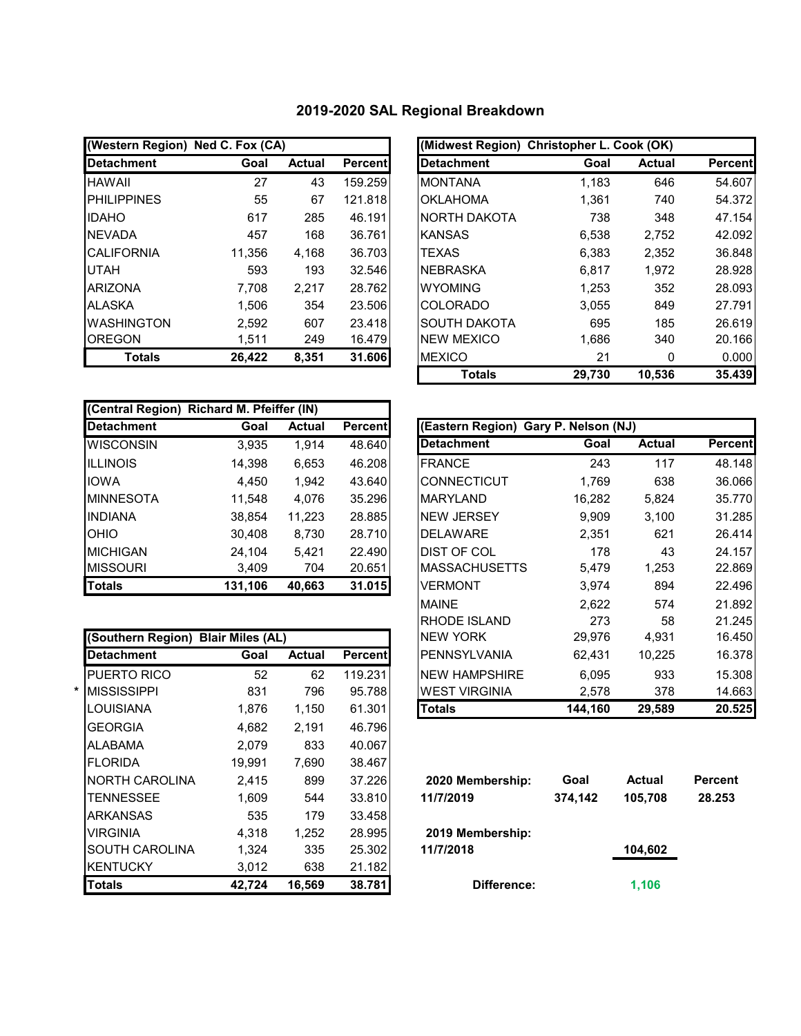# 2019-2020 SAL Regional Breakdown

| (Western Region) Ned C. Fox (CA) | | | |
|---|---|---|---|
| **Detachment** | **Goal** | **Actual** | **Percent** |
| HAWAII | 27 | 43 | 159.259 |
| PHILIPPINES | 55 | 67 | 121.818 |
| IDAHO | 617 | 285 | 46.191 |
| NEVADA | 457 | 168 | 36.761 |
| CALIFORNIA | 11,356 | 4,168 | 36.703 |
| UTAH | 593 | 193 | 32.546 |
| ARIZONA | 7,708 | 2,217 | 28.762 |
| ALASKA | 1,506 | 354 | 23.506 |
| WASHINGTON | 2,592 | 607 | 23.418 |
| OREGON | 1,511 | 249 | 16.479 |
| **Totals** | **26,422** | **8,351** | **31.606** |

| (Midwest Region) Christopher L. Cook (OK) | | | |
|---|---|---|---|
| **Detachment** | **Goal** | **Actual** | **Percent** |
| MONTANA | 1,183 | 646 | 54.607 |
| OKLAHOMA | 1,361 | 740 | 54.372 |
| NORTH DAKOTA | 738 | 348 | 47.154 |
| KANSAS | 6,538 | 2,752 | 42.092 |
| TEXAS | 6,383 | 2,352 | 36.848 |
| NEBRASKA | 6,817 | 1,972 | 28.928 |
| WYOMING | 1,253 | 352 | 28.093 |
| COLORADO | 3,055 | 849 | 27.791 |
| SOUTH DAKOTA | 695 | 185 | 26.619 |
| NEW MEXICO | 1,686 | 340 | 20.166 |
| MEXICO | 21 | 0 | 0.000 |
| **Totals** | **29,730** | **10,536** | **35.439** |

| (Central Region) Richard M. Pfeiffer (IN) | | | |
|---|---|---|---|
| **Detachment** | **Goal** | **Actual** | **Percent** |
| WISCONSIN | 3,935 | 1,914 | 48.640 |
| ILLINOIS | 14,398 | 6,653 | 46.208 |
| IOWA | 4,450 | 1,942 | 43.640 |
| MINNESOTA | 11,548 | 4,076 | 35.296 |
| INDIANA | 38,854 | 11,223 | 28.885 |
| OHIO | 30,408 | 8,730 | 28.710 |
| MICHIGAN | 24,104 | 5,421 | 22.490 |
| MISSOURI | 3,409 | 704 | 20.651 |
| **Totals** | **131,106** | **40,663** | **31.015** |

| (Eastern Region) Gary P. Nelson (NJ) | | | |
|---|---|---|---|
| **Detachment** | **Goal** | **Actual** | **Percent** |
| FRANCE | 243 | 117 | 48.148 |
| CONNECTICUT | 1,769 | 638 | 36.066 |
| MARYLAND | 16,282 | 5,824 | 35.770 |
| NEW JERSEY | 9,909 | 3,100 | 31.285 |
| DELAWARE | 2,351 | 621 | 26.414 |
| DIST OF COL | 178 | 43 | 24.157 |
| MASSACHUSETTS | 5,479 | 1,253 | 22.869 |
| VERMONT | 3,974 | 894 | 22.496 |
| MAINE | 2,622 | 574 | 21.892 |
| RHODE ISLAND | 273 | 58 | 21.245 |
| NEW YORK | 29,976 | 4,931 | 16.450 |
| PENNSYLVANIA | 62,431 | 10,225 | 16.378 |
| NEW HAMPSHIRE | 6,095 | 933 | 15.308 |
| WEST VIRGINIA | 2,578 | 378 | 14.663 |
| **Totals** | **144,160** | **29,589** | **20.525** |

| (Southern Region) Blair Miles (AL) | | | |
|---|---|---|---|
| **Detachment** | **Goal** | **Actual** | **Percent** |
| PUERTO RICO | 52 | 62 | 119.231 |
| * MISSISSIPPI | 831 | 796 | 95.788 |
| LOUISIANA | 1,876 | 1,150 | 61.301 |
| GEORGIA | 4,682 | 2,191 | 46.796 |
| ALABAMA | 2,079 | 833 | 40.067 |
| FLORIDA | 19,991 | 7,690 | 38.467 |
| NORTH CAROLINA | 2,415 | 899 | 37.226 |
| TENNESSEE | 1,609 | 544 | 33.810 |
| ARKANSAS | 535 | 179 | 33.458 |
| VIRGINIA | 4,318 | 1,252 | 28.995 |
| SOUTH CAROLINA | 1,324 | 335 | 25.302 |
| KENTUCKY | 3,012 | 638 | 21.182 |
| **Totals** | **42,724** | **16,569** | **38.781** |

| **2020 Membership:** | **Goal** | **Actual** | **Percent** |
|---|---|---|---|
| **11/7/2019** | **374,142** | **105,708** | **28.253** |
| **2019 Membership:** | | | |
| **11/7/2018** | | **104,602** | |
| **Difference:** | | **1,106** | |